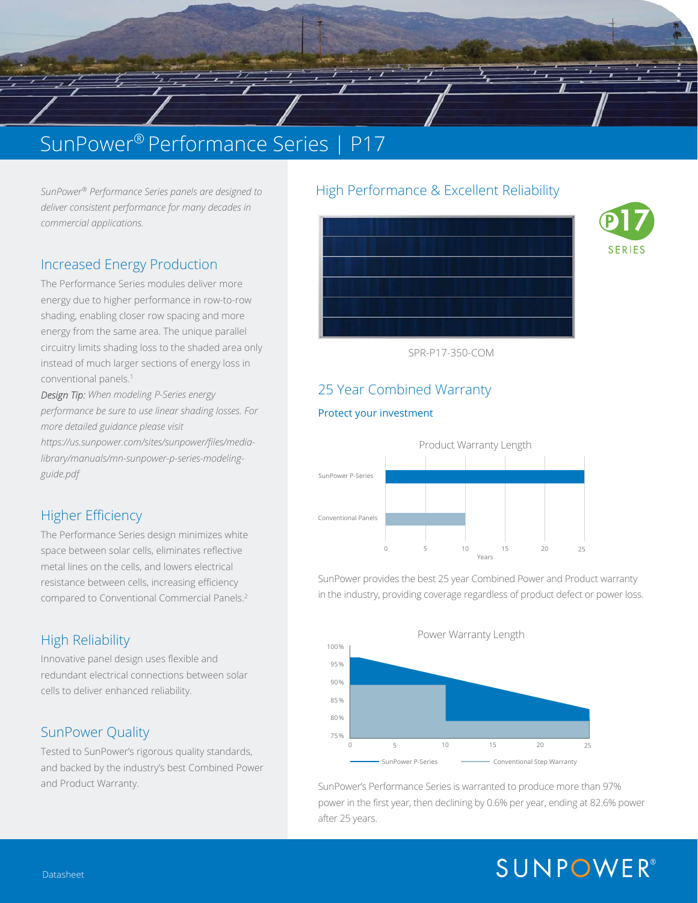# SunPower® Performance Series | P17

*SunPower® Performance Series panels are designed to deliver consistent performance for many decades in commercial applications.*

## Increased Energy Production

The Performance Series modules deliver more energy due to higher performance in row-to-row shading, enabling closer row spacing and more energy from the same area. The unique parallel circuitry limits shading loss to the shaded area only instead of much larger sections of energy loss in conventional panels.[1]

***Design Tip:*** *When modeling P-Series energy performance be sure to use linear shading losses. For more detailed guidance please visit https://us.sunpower.com/sites/sunpower/files/media-library/manuals/mn-sunpower-p-series-modeling-guide.pdf*

## Higher Efficiency

The Performance Series design minimizes white space between solar cells, eliminates reflective metal lines on the cells, and lowers electrical resistance between cells, increasing efficiency compared to Conventional Commercial Panels.[2]

## High Reliability

Innovative panel design uses flexible and redundant electrical connections between solar cells to deliver enhanced reliability.

## SunPower Quality

Tested to SunPower's rigorous quality standards, and backed by the industry's best Combined Power and Product Warranty.

## High Performance & Excellent Reliability

P17 SERIES

SPR-P17-350-COM

## 25 Year Combined Warranty

### Protect your investment

**Product Warranty Length**

| | Years |
|---|---|
| SunPower P-Series | 25 |
| Conventional Panels | 10 |

SunPower provides the best 25 year Combined Power and Product warranty in the industry, providing coverage regardless of product defect or power loss.

**Power Warranty Length**

(Chart: SunPower P-Series vs. Conventional Step Warranty; y-axis 75%–100%, x-axis 0–25 years)

SunPower's Performance Series is warranted to produce more than 97% power in the first year, then declining by 0.6% per year, ending at 82.6% power after 25 years.

Datasheet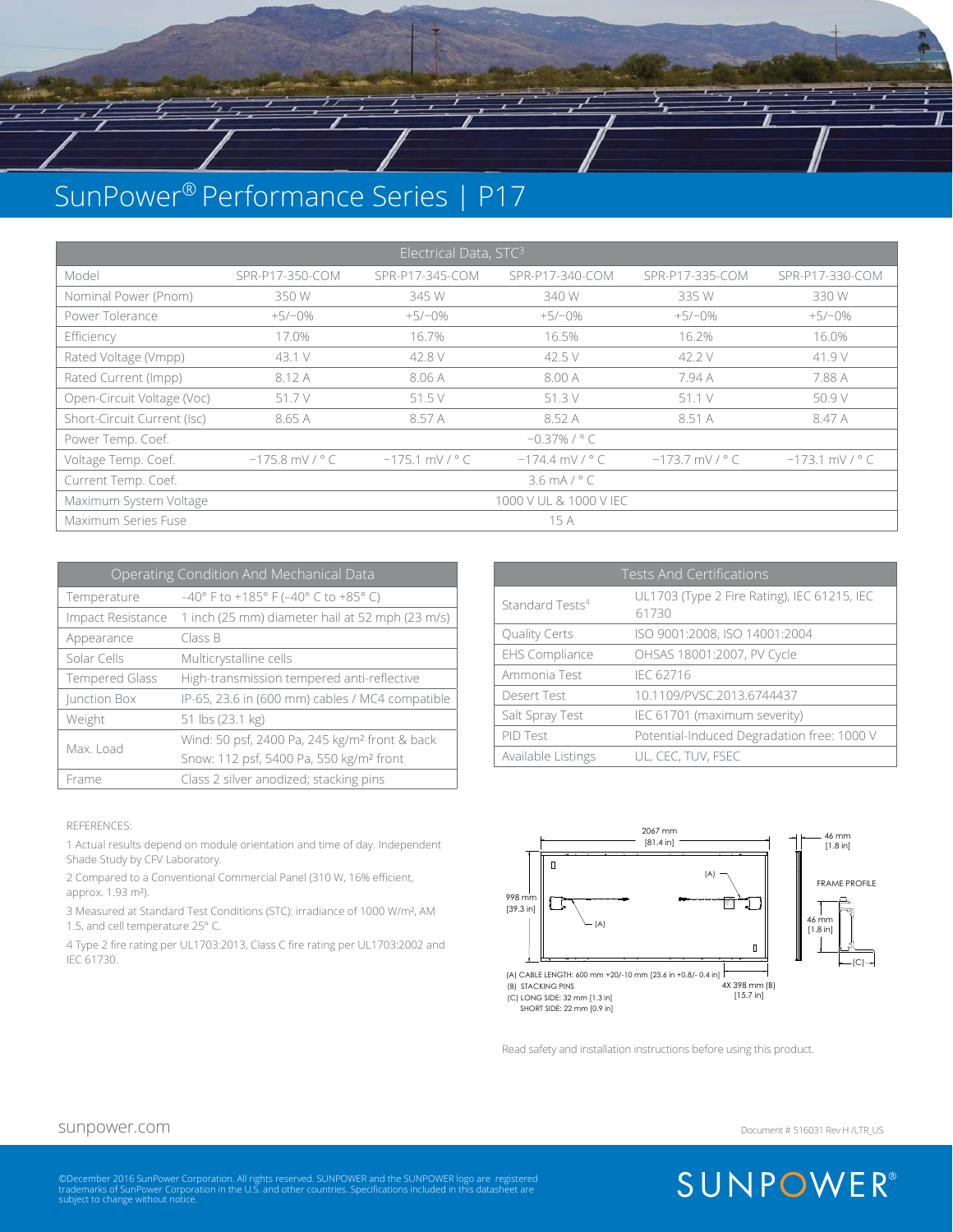# SunPower® Performance Series | P17

| Electrical Data, STC[3] | | | | | |
|---|---|---|---|---|---|
| Model | SPR-P17-350-COM | SPR-P17-345-COM | SPR-P17-340-COM | SPR-P17-335-COM | SPR-P17-330-COM |
| Nominal Power (Pnom) | 350 W | 345 W | 340 W | 335 W | 330 W |
| Power Tolerance | +5/−0% | +5/−0% | +5/−0% | +5/−0% | +5/−0% |
| Efficiency | 17.0% | 16.7% | 16.5% | 16.2% | 16.0% |
| Rated Voltage (Vmpp) | 43.1 V | 42.8 V | 42.5 V | 42.2 V | 41.9 V |
| Rated Current (Impp) | 8.12 A | 8.06 A | 8.00 A | 7.94 A | 7.88 A |
| Open-Circuit Voltage (Voc) | 51.7 V | 51.5 V | 51.3 V | 51.1 V | 50.9 V |
| Short-Circuit Current (Isc) | 8.65 A | 8.57 A | 8.52 A | 8.51 A | 8.47 A |
| Power Temp. Coef. | −0.37% / ° C | | | | |
| Voltage Temp. Coef. | −175.8 mV / ° C | −175.1 mV / ° C | −174.4 mV / ° C | −173.7 mV / ° C | −173.1 mV / ° C |
| Current Temp. Coef. | 3.6 mA / ° C | | | | |
| Maximum System Voltage | 1000 V UL & 1000 V IEC | | | | |
| Maximum Series Fuse | 15 A | | | | |

| Operating Condition And Mechanical Data | |
|---|---|
| Temperature | −40° F to +185° F (−40° C to +85° C) |
| Impact Resistance | 1 inch (25 mm) diameter hail at 52 mph (23 m/s) |
| Appearance | Class B |
| Solar Cells | Multicrystalline cells |
| Tempered Glass | High-transmission tempered anti-reflective |
| Junction Box | IP-65, 23.6 in (600 mm) cables / MC4 compatible |
| Weight | 51 lbs (23.1 kg) |
| Max. Load | Wind: 50 psf, 2400 Pa, 245 kg/m² front & back<br>Snow: 112 psf, 5400 Pa, 550 kg/m² front |
| Frame | Class 2 silver anodized; stacking pins |

| Tests And Certifications | |
|---|---|
| Standard Tests[4] | UL1703 (Type 2 Fire Rating), IEC 61215, IEC 61730 |
| Quality Certs | ISO 9001:2008, ISO 14001:2004 |
| EHS Compliance | OHSAS 18001:2007, PV Cycle |
| Ammonia Test | IEC 62716 |
| Desert Test | 10.1109/PVSC.2013.6744437 |
| Salt Spray Test | IEC 61701 (maximum severity) |
| PID Test | Potential-Induced Degradation free: 1000 V |
| Available Listings | UL, CEC, TUV, FSEC |

REFERENCES:

1 Actual results depend on module orientation and time of day. Independent Shade Study by CFV Laboratory.

2 Compared to a Conventional Commercial Panel (310 W, 16% efficient, approx. 1.93 m²).

3 Measured at Standard Test Conditions (STC): irradiance of 1000 W/m², AM 1.5, and cell temperature 25° C.

4 Type 2 fire rating per UL1703:2013, Class C fire rating per UL1703:2002 and IEC 61730.

2067 mm
[81.4 in]

998 mm
[39.3 in]

(A)

46 mm
[1.8 in]

FRAME PROFILE

46 mm
[1.8 in]

(C)

(A) CABLE LENGTH: 600 mm +20/-10 mm [23.6 in +0.8/- 0.4 in]
(B) STACKING PINS
(C) LONG SIDE: 32 mm [1.3 in]
SHORT SIDE: 22 mm [0.9 in]

4X 398 mm (B)
[15.7 in]

Read safety and installation instructions before using this product.

sunpower.com

Document # 516031 Rev H /LTR_US

©December 2016 SunPower Corporation. All rights reserved. SUNPOWER and the SUNPOWER logo are registered trademarks of SunPower Corporation in the U.S. and other countries. Specifications included in this datasheet are subject to change without notice.

SUNPOWER®